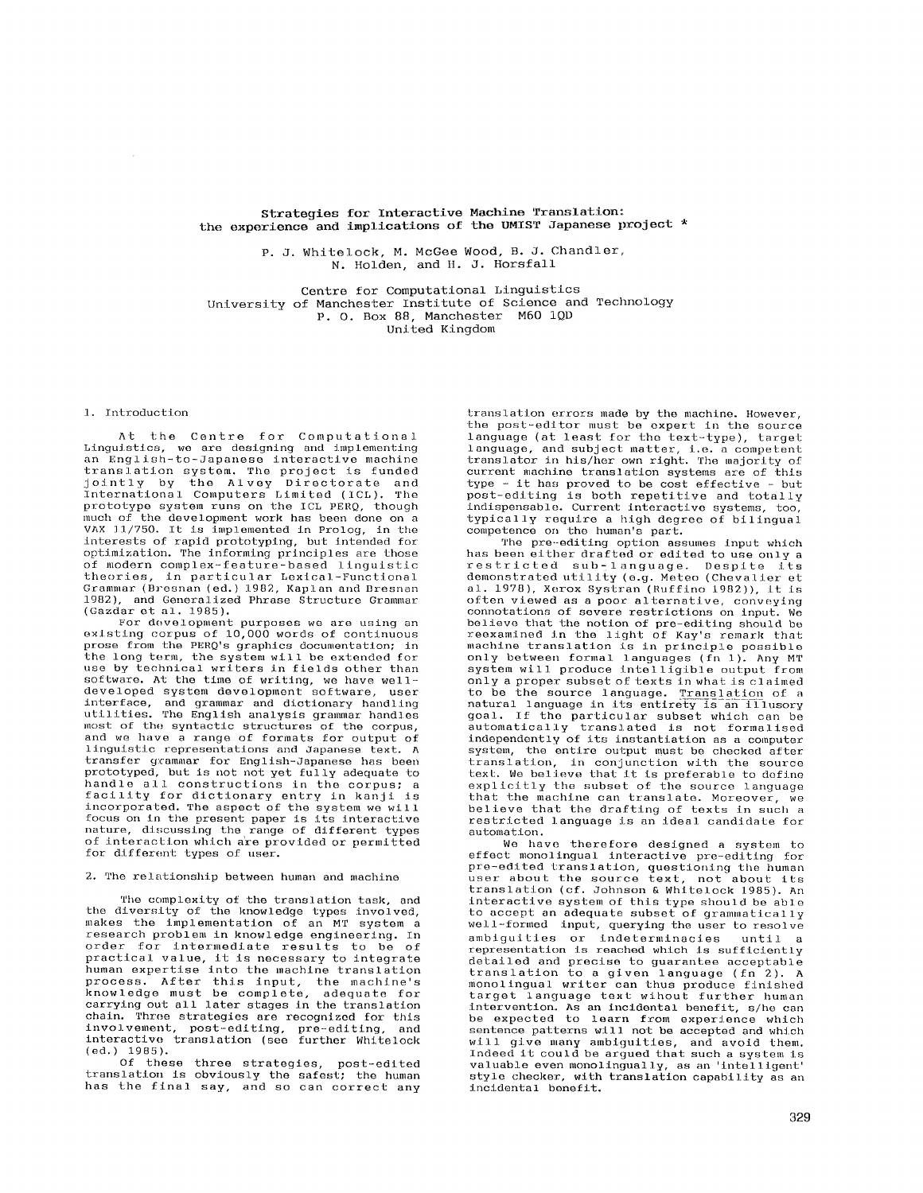# Strategies for Interactive Machine Translation: the experience and implications of the UMIST Japanese project *

P. J. Whitelock, M. McGee Wood, B. J. Chandler, N. Holden, and H. J. Horsfall

Centre for Computational Linguistics
University of Manchester Institute of Science and Technology
P. O. Box 88, Manchester M60 1QD
United Kingdom

## 1. Introduction

At the Centre for Computational Linguistics, we are designing and implementing an English-to-Japanese interactive machine translation system. The project is funded jointly by the Alvey Directorate and International Computers Limited (ICL). The prototype system runs on the ICL PERQ, though much of the development work has been done on a VAX 11/750. It is implemented in Prolog, in the interests of rapid prototyping, but intended for optimization. The informing principles are those of modern complex-feature-based linguistic theories, in particular Lexical-Functional Grammar (Bresnan (ed.) 1982, Kaplan and Bresnan 1982), and Generalized Phrase Structure Grammar (Gazdar et al. 1985).

For development purposes we are using an existing corpus of 10,000 words of continuous prose from the PERQ's graphics documentation; in the long term, the system will be extended for use by technical writers in fields other than software. At the time of writing, we have well-developed system development software, user interface, and grammar and dictionary handling utilities. The English analysis grammar handles most of the syntactic structures of the corpus, and we have a range of formats for output of linguistic representations and Japanese text. A transfer grammar for English-Japanese has been prototyped, but is not not yet fully adequate to handle all constructions in the corpus; a facility for dictionary entry in kanji is incorporated. The aspect of the system we will focus on in the present paper is its interactive nature, discussing the range of different types of interaction which are provided or permitted for different types of user.

## 2. The relationship between human and machine

The complexity of the translation task, and the diversity of the knowledge types involved, makes the implementation of an MT system a research problem in knowledge engineering. In order for intermediate results to be of practical value, it is necessary to integrate human expertise into the machine translation process. After this input, the machine's knowledge must be complete, adequate for carrying out all later stages in the translation chain. Three strategies are recognized for this involvement, post-editing, pre-editing, and interactive translation (see further Whitelock (ed.) 1985).

Of these three strategies, post-edited translation is obviously the safest; the human has the final say, and so can correct any translation errors made by the machine. However, the post-editor must be expert in the source language (at least for the text-type), target language, and subject matter, i.e. a competent translator in his/her own right. The majority of current machine translation systems are of this type - it has proved to be cost effective - but post-editing is both repetitive and totally indispensable. Current interactive systems, too, typically require a high degree of bilingual competence on the human's part.

The pre-editing option assumes input which has been either drafted or edited to use only a restricted sub-language. Despite its demonstrated utility (e.g. Meteo (Chevalier et al. 1978), Xerox Systran (Ruffino 1982)), it is often viewed as a poor alternative, conveying connotations of severe restrictions on input. We believe that the notion of pre-editing should be reexamined in the light of Kay's remark that machine translation is in principle possible only between formal languages (fn 1). Any MT system will produce intelligible output from only a proper subset of texts in what is claimed to be the source language. Translation of a natural language in its entirety is an illusory goal. If the particular subset which can be automatically translated is not formalised independently of its instantiation as a computer system, the entire output must be checked after translation, in conjunction with the source text. We believe that it is preferable to define explicitly the subset of the source language that the machine can translate. Moreover, we believe that the drafting of texts in such a restricted language is an ideal candidate for automation.

We have therefore designed a system to effect monolingual interactive pre-editing for pre-edited translation, questioning the human user about the source text, not about its translation (cf. Johnson & Whitelock 1985). An interactive system of this type should be able to accept an adequate subset of grammatically well-formed input, querying the user to resolve ambiguities or indeterminacies until a representation is reached which is sufficiently detailed and precise to guarantee acceptable translation to a given language (fn 2). A monolingual writer can thus produce finished target language text wihout further human intervention. As an incidental benefit, s/he can be expected to learn from experience which sentence patterns will not be accepted and which will give many ambiguities, and avoid them. Indeed it could be argued that such a system is valuable even monolingually, as an 'intelligent' style checker, with translation capability as an incidental benefit.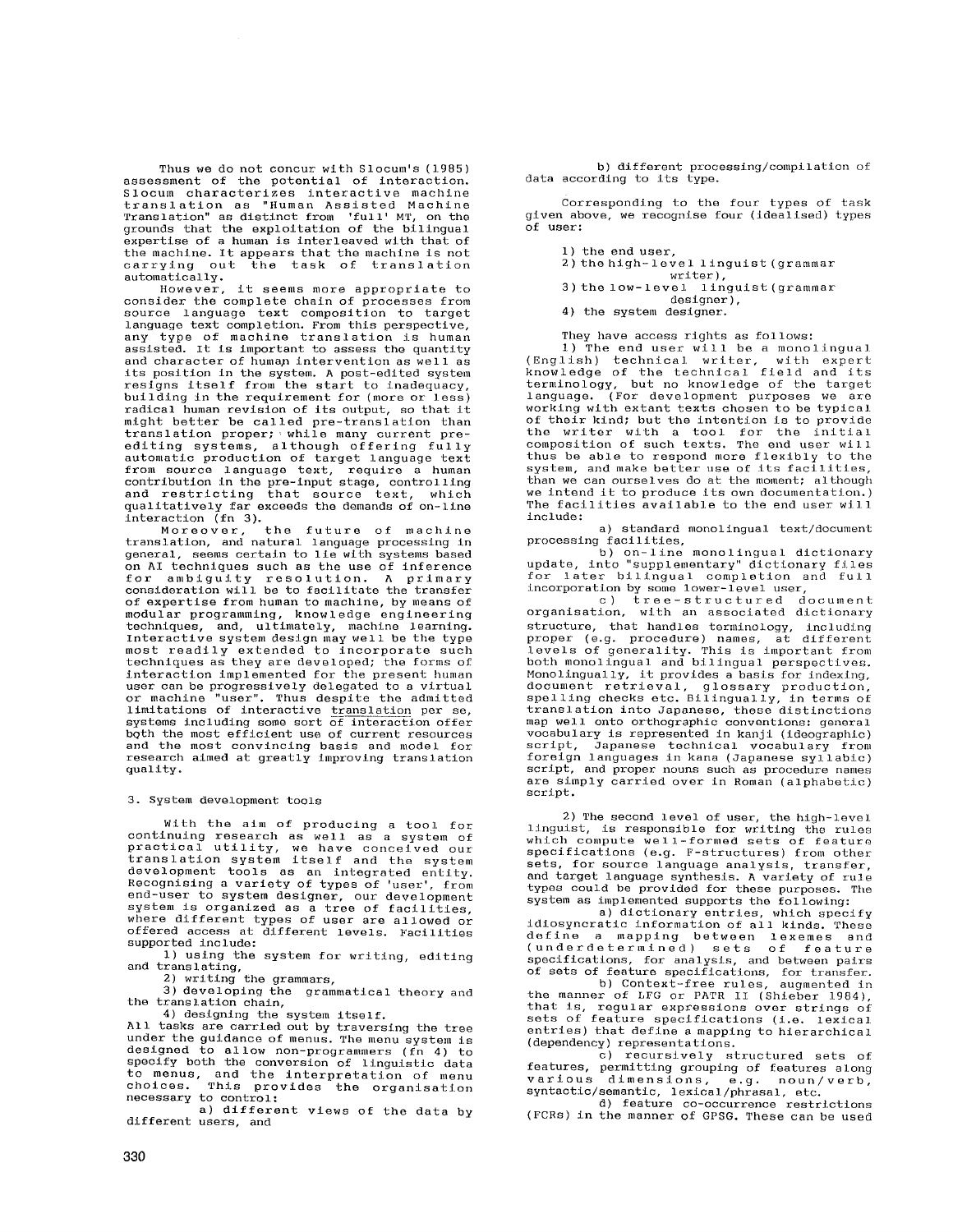Thus we do not concur with Slocum's (1985) assessment of the potential of interaction. Slocum characterizes interactive machine translation as "Human Assisted Machine Translation" as distinct from 'full' MT, on the grounds that the exploitation of the bilingual expertise of a human is interleaved with that of the machine. It appears that the machine is not carrying out the task of translation automatically.

However, it seems more appropriate to consider the complete chain of processes from source language text composition to target language text completion. From this perspective, any type of machine translation is human assisted. It is important to assess the quantity and character of human intervention as well as its position in the system. A post-edited system resigns itself from the start to inadequacy, building in the requirement for (more or less) radical human revision of its output, so that it might better be called pre-translation than translation proper; while many current pre-editing systems, although offering fully automatic production of target language text from source language text, require a human contribution in the pre-input stage, controlling and restricting that source text, which qualitatively far exceeds the demands of on-line interaction (fn 3).

Moreover, the future of machine translation, and natural language processing in general, seems certain to lie with systems based on AI techniques such as the use of inference for ambiguity resolution. A primary consideration will be to facilitate the transfer of expertise from human to machine, by means of modular programming, knowledge engineering techniques, and, ultimately, machine learning. Interactive system design may well be the type most readily extended to incorporate such techniques as they are developed; the forms of interaction implemented for the present human user can be progressively delegated to a virtual or machine "user". Thus despite the admitted limitations of interactive translation per se, systems including some sort of interaction offer both the most efficient use of current resources and the most convincing basis and model for research aimed at greatly improving translation quality.

## 3. System development tools

With the aim of producing a tool for continuing research as well as a system of practical utility, we have conceived our translation system itself and the system development tools as an integrated entity. Recognising a variety of types of 'user', from end-user to system designer, our development system is organized as a tree of facilities, where different types of user are allowed or offered access at different levels. Facilities supported include:

1) using the system for writing, editing and translating,
2) writing the grammars,
3) developing the grammatical theory and the translation chain,
4) designing the system itself.

All tasks are carried out by traversing the tree under the guidance of menus. The menu system is designed to allow non-programmers (fn 4) to specify both the conversion of linguistic data to menus, and the interpretation of menu choices. This provides the organisation necessary to control:

a) different views of the data by different users, and

b) different processing/compilation of data according to its type.

Corresponding to the four types of task given above, we recognise four (idealised) types of user:

1) the end user,
2) the high-level linguist (grammar writer),
3) the low-level linguist (grammar designer),
4) the system designer.

They have access rights as follows:

1) The end user will be a monolingual (English) technical writer, with expert knowledge of the technical field and its terminology, but no knowledge of the target language. (For development purposes we are working with extant texts chosen to be typical of their kind; but the intention is to provide the writer with a tool for the initial composition of such texts. The end user will thus be able to respond more flexibly to the system, and make better use of its facilities, than we can ourselves do at the moment; although we intend it to produce its own documentation.) The facilities available to the end user will include:

a) standard monolingual text/document processing facilities,

b) on-line monolingual dictionary update, into "supplementary" dictionary files for later bilingual completion and full incorporation by some lower-level user,

c) tree-structured document organisation, with an associated dictionary structure, that handles terminology, including proper (e.g. procedure) names, at different levels of generality. This is important from both monolingual and bilingual perspectives. Monolingually, it provides a basis for indexing, document retrieval, glossary production, spelling checks etc. Bilingually, in terms of translation into Japanese, these distinctions map well onto orthographic conventions: general vocabulary is represented in kanji (ideographic) script, Japanese technical vocabulary from foreign languages in kana (Japanese syllabic) script, and proper nouns such as procedure names are simply carried over in Roman (alphabetic) script.

2) The second level of user, the high-level linguist, is responsible for writing the rules which compute well-formed sets of feature specifications (e.g. F-structures) from other sets, for source language analysis, transfer, and target language synthesis. A variety of rule types could be provided for these purposes. The system as implemented supports the following:

a) dictionary entries, which specify idiosyncratic information of all kinds. These define a mapping between lexemes and (underdetermined) sets of feature specifications, for analysis, and between pairs of sets of feature specifications, for transfer.

b) Context-free rules, augmented in the manner of LFG or PATR II (Shieber 1984), that is, regular expressions over strings of sets of feature specifications (i.e. lexical entries) that define a mapping to hierarchical (dependency) representations.

c) recursively structured sets of features, permitting grouping of features along various dimensions, e.g. noun/verb, syntactic/semantic, lexical/phrasal, etc.

d) feature co-occurrence restrictions (FCRs) in the manner of GPSG. These can be used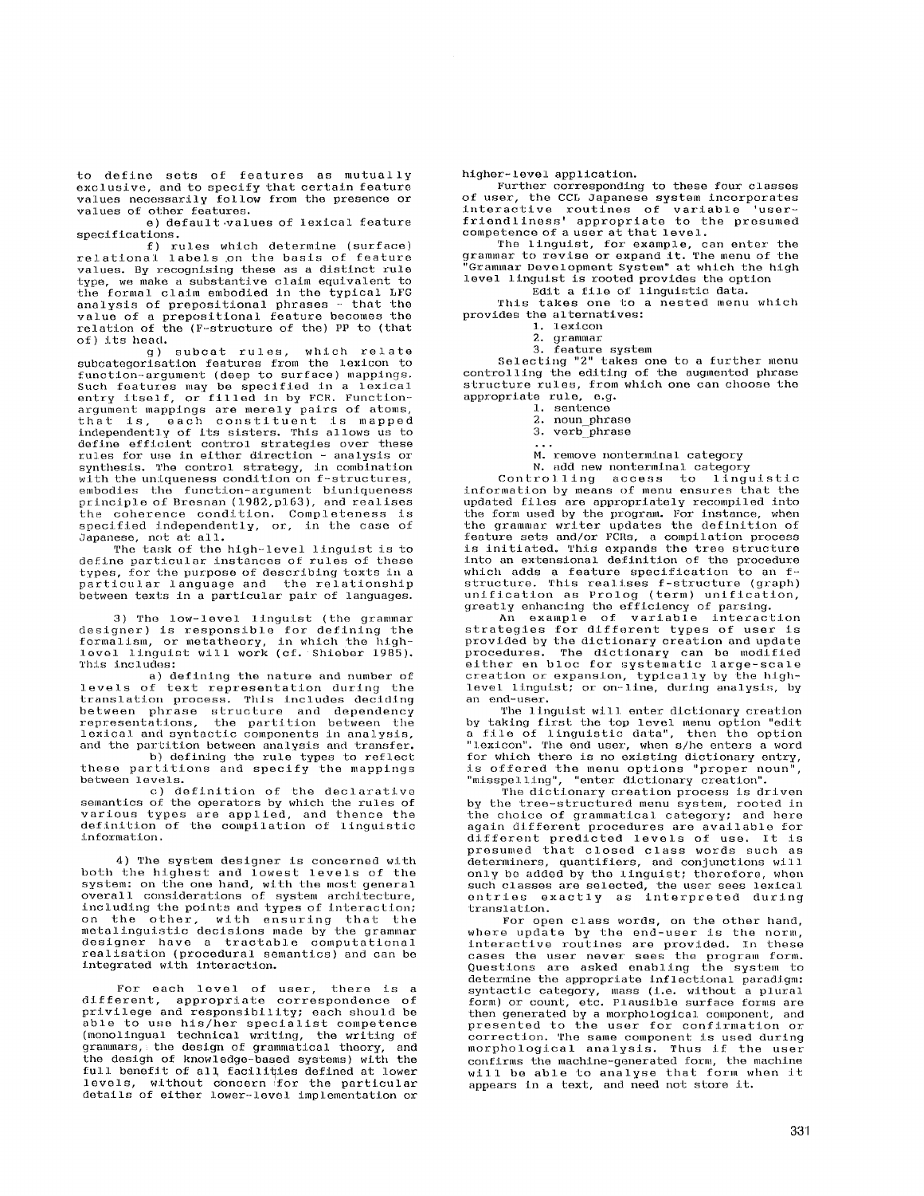to define sets of features as mutually exclusive, and to specify that certain feature values necessarily follow from the presence or values of other features.

e) default values of lexical feature specifications.

f) rules which determine (surface) relational labels on the basis of feature values. By recognising these as a distinct rule type, we make a substantive claim equivalent to the formal claim embodied in the typical LFG analysis of prepositional phrases - that the value of a prepositional feature becomes the relation of the (F-structure of the) PP to (that of) its head.

g) subcat rules, which relate subcategorisation features from the lexicon to function-argument (deep to surface) mappings. Such features may be specified in a lexical entry itself, or filled in by FCR. Function-argument mappings are merely pairs of atoms, that is, each constituent is mapped independently of its sisters. This allows us to define efficient control strategies over these rules for use in either direction - analysis or synthesis. The control strategy, in combination with the uniqueness condition on f-structures, embodies the function-argument biuniqueness principle of Bresnan (1982,p163), and realises the coherence condition. Completeness is specified independently, or, in the case of Japanese, not at all.

The task of the high-level linguist is to define particular instances of rules of these types, for the purpose of describing texts in a particular language and the relationship between texts in a particular pair of languages.

3) The low-level linguist (the grammar designer) is responsible for defining the formalism, or metatheory, in which the high-level linguist will work (cf. Shieber 1985). This includes:

a) defining the nature and number of levels of text representation during the translation process. This includes deciding between phrase structure and dependency representations, the partition between the lexical and syntactic components in analysis, and the partition between analysis and transfer.

b) defining the rule types to reflect these partitions and specify the mappings between levels.

c) definition of the declarative semantics of the operators by which the rules of various types are applied, and thence the definition of the compilation of linguistic information.

4) The system designer is concerned with both the highest and lowest levels of the system: on the one hand, with the most general overall considerations of system architecture, including the points and types of interaction; on the other, with ensuring that the metalinguistic decisions made by the grammar designer have a tractable computational realisation (procedural semantics) and can be integrated with interaction.

For each level of user, there is a different, appropriate correspondence of privilege and responsibility; each should be able to use his/her specialist competence (monolingual technical writing, the writing of grammars, the design of grammatical theory, and the design of knowledge-based systems) with the full benefit of all facilities defined at lower levels, without concern for the particular details of either lower-level implementation or higher-level application.

Further corresponding to these four classes of user, the CCL Japanese system incorporates interactive routines of variable 'user-friendliness' appropriate to the presumed competence of a user at that level.

The linguist, for example, can enter the grammar to revise or expand it. The menu of the "Grammar Development System" at which the high level linguist is rooted provides the option

Edit a file of linguistic data.

This takes one to a nested menu which provides the alternatives:

1. lexicon
2. grammar
3. feature system

Selecting "2" takes one to a further menu controlling the editing of the augmented phrase structure rules, from which one can choose the appropriate rule, e.g.

1. sentence
2. noun_phrase
3. verb_phrase

...

M. remove nonterminal category
N. add new nonterminal category

Controlling access to linguistic information by means of menu ensures that the updated files are appropriately recompiled into the form used by the program. For instance, when the grammar writer updates the definition of feature sets and/or FCRs, a compilation process is initiated. This expands the tree structure into an extensional definition of the procedure which adds a feature specification to an f-structure. This realises f-structure (graph) unification as Prolog (term) unification, greatly enhancing the efficiency of parsing.

An example of variable interaction strategies for different types of user is provided by the dictionary creation and update procedures. The dictionary can be modified either en bloc for systematic large-scale creation or expansion, typically by the high-level linguist; or on-line, during analysis, by an end-user.

The linguist will enter dictionary creation by taking first the top level menu option "edit a file of linguistic data", then the option "lexicon". The end user, when s/he enters a word for which there is no existing dictionary entry, is offered the menu options "proper noun", "misspelling", "enter dictionary creation".

The dictionary creation process is driven by the tree-structured menu system, rooted in the choice of grammatical category; and here again different procedures are available for different predicted levels of use. It is presumed that closed class words such as determiners, quantifiers, and conjunctions will only be added by the linguist; therefore, when such classes are selected, the user sees lexical entries exactly as interpreted during translation.

For open class words, on the other hand, where update by the end-user is the norm, interactive routines are provided. In these cases the user never sees the program form. Questions are asked enabling the system to determine the appropriate inflectional paradigm: syntactic category, mass (i.e. without a plural form) or count, etc. Plausible surface forms are then generated by a morphological component, and presented to the user for confirmation or correction. The same component is used during morphological analysis. Thus if the user confirms the machine-generated form, the machine will be able to analyse that form when it appears in a text, and need not store it.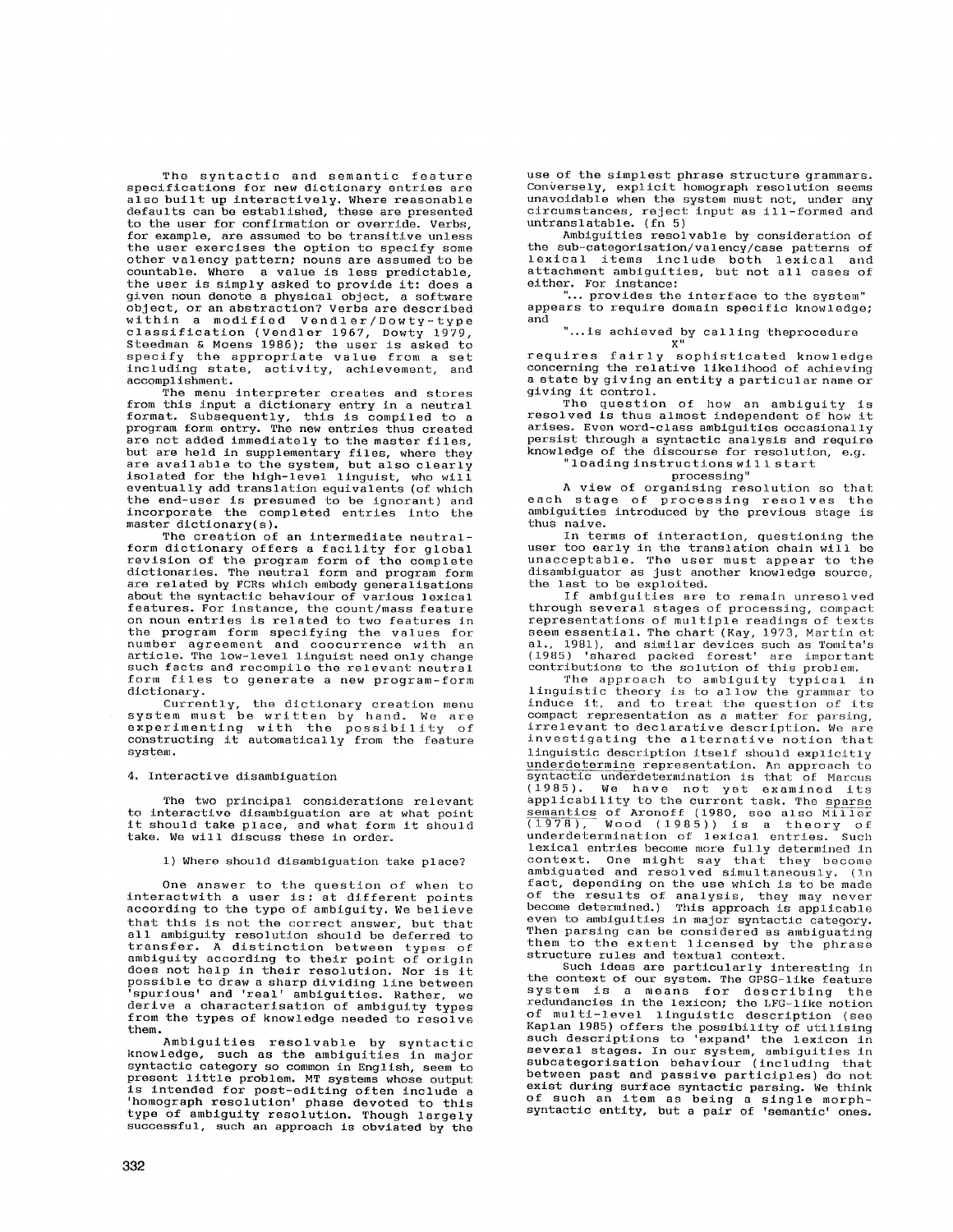The syntactic and semantic feature specifications for new dictionary entries are also built up interactively. Where reasonable defaults can be established, these are presented to the user for confirmation or override. Verbs, for example, are assumed to be transitive unless the user exercises the option to specify some other valency pattern; nouns are assumed to be countable. Where a value is less predictable, the user is simply asked to provide it: does a given noun denote a physical object, a software object, or an abstraction? Verbs are described within a modified Vendler/Dowty-type classification (Vendler 1967, Dowty 1979, Steedman & Moens 1986); the user is asked to specify the appropriate value from a set including state, activity, achievement, and accomplishment.

The menu interpreter creates and stores from this input a dictionary entry in a neutral format. Subsequently, this is compiled to a program form entry. The new entries thus created are not added immediately to the master files, but are held in supplementary files, where they are available to the system, but also clearly isolated for the high-level linguist, who will eventually add translation equivalents (of which the end-user is presumed to be ignorant) and incorporate the completed entries into the master dictionary(s).

The creation of an intermediate neutral-form dictionary offers a facility for global revision of the program form of the complete dictionaries. The neutral form and program form are related by FCRs which embody generalisations about the syntactic behaviour of various lexical features. For instance, the count/mass feature on noun entries is related to two features in the program form specifying the values for number agreement and cooccurrence with an article. The low-level linguist need only change such facts and recompile the relevant neutral form files to generate a new program-form dictionary.

Currently, the dictionary creation menu system must be written by hand. We are experimenting with the possibility of constructing it automatically from the feature system.

## 4. Interactive disambiguation

The two principal considerations relevant to interactive disambiguation are at what point it should take place, and what form it should take. We will discuss these in order.

### 1) Where should disambiguation take place?

One answer to the question of when to interactwith a user is: at different points according to the type of ambiguity. We believe that this is not the correct answer, but that all ambiguity resolution should be deferred to transfer. A distinction between types of ambiguity according to their point of origin does not help in their resolution. Nor is it possible to draw a sharp dividing line between 'spurious' and 'real' ambiguities. Rather, we derive a characterisation of ambiguity types from the types of knowledge needed to resolve them.

Ambiguities resolvable by syntactic knowledge, such as the ambiguities in major syntactic category so common in English, seem to present little problem. MT systems whose output is intended for post-editing often include a 'homograph resolution' phase devoted to this type of ambiguity resolution. Though largely successful, such an approach is obviated by the use of the simplest phrase structure grammars. Conversely, explicit homograph resolution seems unavoidable when the system must not, under any circumstances, reject input as ill-formed and untranslatable. (fn 5)

Ambiguities resolvable by consideration of the sub-categorisation/valency/case patterns of lexical items include both lexical and attachment ambiguities, but not all cases of either. For instance:

"... provides the interface to the system"

appears to require domain specific knowledge; and

"...is achieved by calling theprocedure X"

requires fairly sophisticated knowledge concerning the relative likelihood of achieving a state by giving an entity a particular name or giving it control.

The question of how an ambiguity is resolved is thus almost independent of how it arises. Even word-class ambiguities occasionally persist through a syntactic analysis and require knowledge of the discourse for resolution, e.g.

"loading instructions will start processing"

A view of organising resolution so that each stage of processing resolves the ambiguities introduced by the previous stage is thus naive.

In terms of interaction, questioning the user too early in the translation chain will be unacceptable. The user must appear to the disambiguator as just another knowledge source, the last to be exploited.

If ambiguities are to remain unresolved through several stages of processing, compact representations of multiple readings of texts seem essential. The chart (Kay, 1973, Martin et al., 1981), and similar devices such as Tomita's (1985) 'shared packed forest' are important contributions to the solution of this problem.

The approach to ambiguity typical in linguistic theory is to allow the grammar to induce it, and to treat the question of its compact representation as a matter for parsing, irrelevant to declarative description. We are investigating the alternative notion that linguistic description itself should explicitly underdetermine representation. An approach to syntactic underdetermination is that of Marcus (1985). We have not yet examined its applicability to the current task. The sparse semantics of Aronoff (1980, see also Miller (1978), Wood (1985)) is a theory of underdetermination of lexical entries. Such lexical entries become more fully determined in context. One might say that they become ambiguated and resolved simultaneously. (In fact, depending on the use which is to be made of the results of analysis, they may never become determined.) This approach is applicable even to ambiguities in major syntactic category. Then parsing can be considered as ambiguating them to the extent licensed by the phrase structure rules and textual context.

Such ideas are particularly interesting in the context of our system. The GPSG-like feature system is a means for describing the redundancies in the lexicon; the LFG-like notion of multi-level linguistic description (see Kaplan 1985) offers the possibility of utilising such descriptions to 'expand' the lexicon in several stages. In our system, ambiguities in subcategorisation behaviour (including that between past and passive participles) do not exist during surface syntactic parsing. We think of such an item as being a single morph-syntactic entity, but a pair of 'semantic' ones.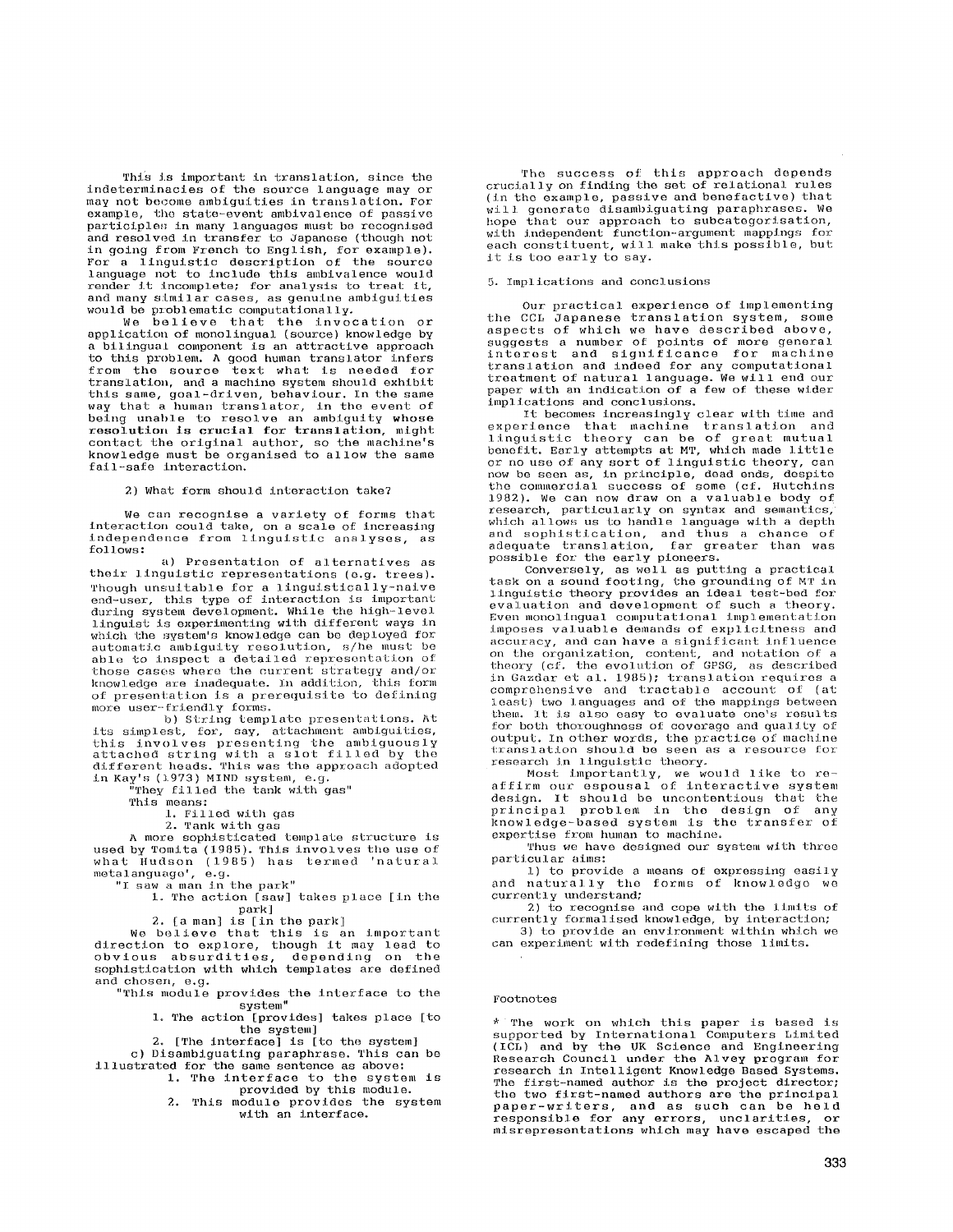This is important in translation, since the indeterminacies of the source language may or may not become ambiguities in translation. For example, the state-event ambivalence of passive participles in many languages must be recognised and resolved in transfer to Japanese (though not in going from French to English, for example). For a linguistic description of the source language not to include this ambivalence would render it incomplete; for analysis to treat it, and many similar cases, as genuine ambiguities would be problematic computationally.

We believe that the invocation or application of monolingual (source) knowledge by a bilingual component is an attractive approach to this problem. A good human translator infers from the source text what is needed for translation, and a machine system should exhibit this same, goal-driven, behaviour. In the same way that a human translator, in the event of being unable to resolve an ambiguity **whose resolution is crucial for translation**, might contact the original author, so the machine's knowledge must be organised to allow the same fail-safe interaction.

2) What form should interaction take?

We can recognise a variety of forms that interaction could take, on a scale of increasing independence from linguistic analyses, as follows:

a) Presentation of alternatives as their linguistic representations (e.g. trees). Though unsuitable for a linguistically-naive end-user, this type of interaction is important during system development. While the high-level linguist is experimenting with different ways in which the system's knowledge can be deployed for automatic ambiguity resolution, s/he must be able to inspect a detailed representation of those cases where the current strategy and/or knowledge are inadequate. In addition, this form of presentation is a prerequisite to defining more user-friendly forms.

b) String template presentations. At its simplest, for, say, attachment ambiguities, this involves presenting the ambiguously attached string with a slot filled by the different heads. This was the approach adopted in Kay's (1973) MIND system, e.g.

"They filled the tank with gas"

This means:

1. Filled with gas
2. Tank with gas

A more sophisticated template structure is used by Tomita (1985). This involves the use of what Hudson (1985) has termed 'natural metalanguage', e.g.

"I saw a man in the park"

1. The action [saw] takes place [in the park]
2. [a man] is [in the park]

We believe that this is an important direction to explore, though it may lead to obvious absurdities, depending on the sophistication with which templates are defined and chosen, e.g.

"This module provides the interface to the system"

1. The action [provides] takes place [to the system]
2. [The interface] is [to the system]

c) Disambiguating paraphrase. This can be illustrated for the same sentence as above:

1. The interface to the system is provided by this module.
2. This module provides the system with an interface.

The success of this approach depends crucially on finding the set of relational rules (in the example, passive and benefactive) that will generate disambiguating paraphrases. We hope that our approach to subcategorisation, with independent function-argument mappings for each constituent, will make this possible, but it is too early to say.

5. Implications and conclusions

Our practical experience of implementing the CCL Japanese translation system, some aspects of which we have described above, suggests a number of points of more general interest and significance for machine translation and indeed for any computational treatment of natural language. We will end our paper with an indication of a few of these wider implications and conclusions.

It becomes increasingly clear with time and experience that machine translation and linguistic theory can be of great mutual benefit. Early attempts at MT, which made little or no use of any sort of linguistic theory, can now be seen as, in principle, dead ends, despite the commercial success of some (cf. Hutchins 1982). We can now draw on a valuable body of research, particularly on syntax and semantics, which allows us to handle language with a depth and sophistication, and thus a chance of adequate translation, far greater than was possible for the early pioneers.

Conversely, as well as putting a practical task on a sound footing, the grounding of MT in linguistic theory provides an ideal test-bed for evaluation and development of such a theory. Even monolingual computational implementation imposes valuable demands of explicitness and accuracy, and can have a significant influence on the organization, content, and notation of a theory (cf. the evolution of GPSG, as described in Gazdar et al. 1985); translation requires a comprehensive and tractable account of (at least) two languages and of the mappings between them. It is also easy to evaluate one's results for both thoroughness of coverage and quality of output. In other words, the practice of machine translation should be seen as a resource for research in linguistic theory.

Most importantly, we would like to re-affirm our espousal of interactive system design. It should be uncontentious that the principal problem in the design of any knowledge-based system is the transfer of expertise from human to machine.

Thus we have designed our system with three particular aims:

1) to provide a means of expressing easily and naturally the forms of knowledge we currently understand;

2) to recognise and cope with the limits of currently formalised knowledge, by interaction;

3) to provide an environment within which we can experiment with redefining those limits.

Footnotes

* The work on which this paper is based is supported by International Computers Limited (ICL) and by the UK Science and Engineering Research Council under the Alvey program for research in Intelligent Knowledge Based Systems. The first-named author is the project director; the two first-named authors are the principal paper-writers, and as such can be held responsible for any errors, unclarities, or misrepresentations which may have escaped the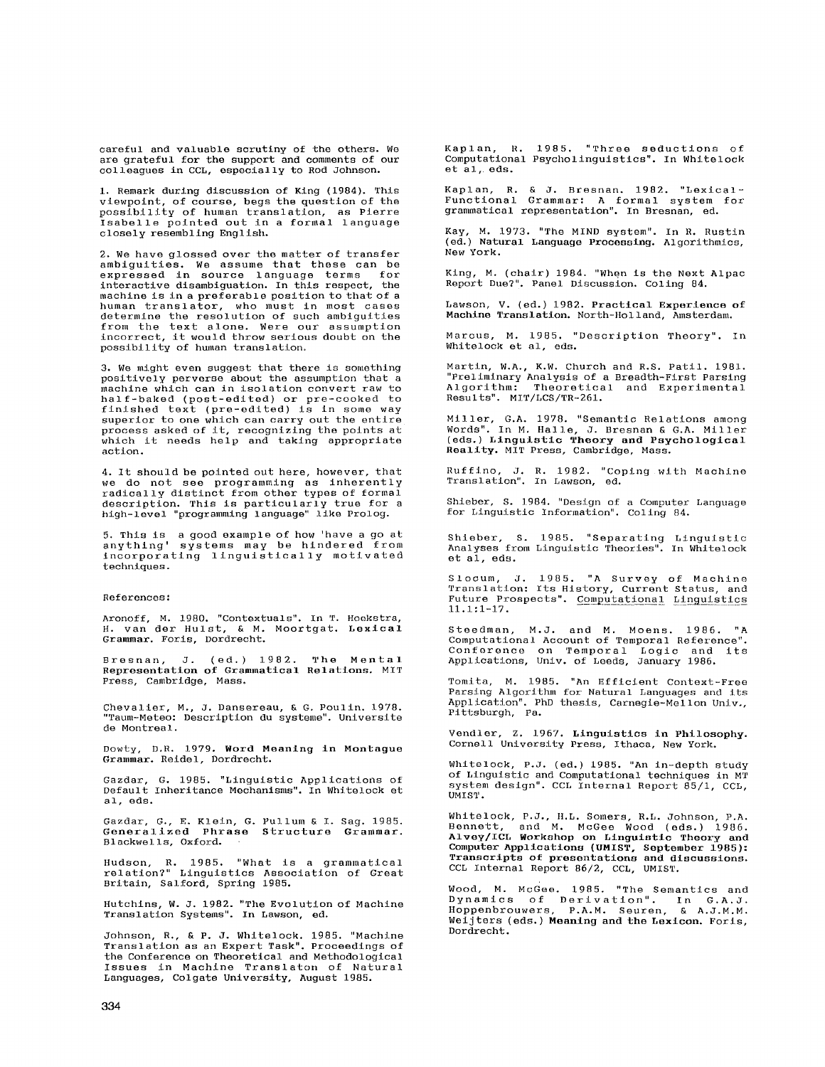careful and valuable scrutiny of the others. We are grateful for the support and comments of our colleagues in CCL, especially to Rod Johnson.

1. Remark during discussion of King (1984). This viewpoint, of course, begs the question of the possibility of human translation, as Pierre Isabelle pointed out in a formal language closely resembling English.

2. We have glossed over the matter of transfer ambiguities. We assume that these can be expressed in source language terms for interactive disambiguation. In this respect, the machine is in a preferable position to that of a human translator, who must in most cases determine the resolution of such ambiguities from the text alone. Were our assumption incorrect, it would throw serious doubt on the possibility of human translation.

3. We might even suggest that there is something positively perverse about the assumption that a machine which can in isolation convert raw to half-baked (post-edited) or pre-cooked to finished text (pre-edited) is in some way superior to one which can carry out the entire process asked of it, recognizing the points at which it needs help and taking appropriate action.

4. It should be pointed out here, however, that we do not see programming as inherently radically distinct from other types of formal description. This is particularly true for a high-level "programming language" like Prolog.

5. This is a good example of how 'have a go at anything' systems may be hindered from incorporating linguistically motivated techniques.

References:

Aronoff, M. 1980. "Contextuals". In T. Hoekstra, H. van der Hulst, & M. Moortgat. **Lexical Grammar.** Foris, Dordrecht.

Bresnan, J. (ed.) 1982. **The Mental Representation of Grammatical Relations.** MIT Press, Cambridge, Mass.

Chevalier, M., J. Dansereau, & G. Poulin. 1978. "Taum-Meteo: Description du systeme". Universite de Montreal.

Dowty, D.R. 1979. **Word Meaning in Montague Grammar.** Reidel, Dordrecht.

Gazdar, G. 1985. "Linguistic Applications of Default Inheritance Mechanisms". In Whitelock et al, eds.

Gazdar, G., E. Klein, G. Pullum & I. Sag. 1985. **Generalized Phrase Structure Grammar.** Blackwells, Oxford.

Hudson, R. 1985. "What is a grammatical relation?" Linguistics Association of Great Britain, Salford, Spring 1985.

Hutchins, W. J. 1982. "The Evolution of Machine Translation Systems". In Lawson, ed.

Johnson, R., & P. J. Whitelock. 1985. "Machine Translation as an Expert Task". Proceedings of the Conference on Theoretical and Methodological Issues in Machine Translaton of Natural Languages, Colgate University, August 1985.

Kaplan, R. 1985. "Three seductions of Computational Psycholinguistics". In Whitelock et al, eds.

Kaplan, R. & J. Bresnan. 1982. "Lexical-Functional Grammar: A formal system for grammatical representation". In Bresnan, ed.

Kay, M. 1973. "The MIND system". In R. Rustin (ed.) **Natural Language Processing.** Algorithmics, New York.

King, M. (chair) 1984. "When is the Next Alpac Report Due?". Panel Discussion. Coling 84.

Lawson, V. (ed.) 1982. **Practical Experience of Machine Translation.** North-Holland, Amsterdam.

Marcus, M. 1985. "Description Theory". In Whitelock et al, eds.

Martin, W.A., K.W. Church and R.S. Patil. 1981. "Preliminary Analysis of a Breadth-First Parsing Algorithm: Theoretical and Experimental Results". MIT/LCS/TR-261.

Miller, G.A. 1978. "Semantic Relations among Words". In M. Halle, J. Bresnan & G.A. Miller (eds.) **Linguistic Theory and Psychological Reality.** MIT Press, Cambridge, Mass.

Ruffino, J. R. 1982. "Coping with Machine Translation". In Lawson, ed.

Shieber, S. 1984. "Design of a Computer Language for Linguistic Information". Coling 84.

Shieber, S. 1985. "Separating Linguistic Analyses from Linguistic Theories". In Whitelock et al, eds.

Slocum, J. 1985. "A Survey of Machine Translation: Its History, Current Status, and Future Prospects". Computational Linguistics 11.1:1-17.

Steedman, M.J. and M. Moens. 1986. "A Computational Account of Temporal Reference". Conference on Temporal Logic and its Applications, Univ. of Leeds, January 1986.

Tomita, M. 1985. "An Efficient Context-Free Parsing Algorithm for Natural Languages and its Application". PhD thesis, Carnegie-Mellon Univ., Pittsburgh, Pa.

Vendler, Z. 1967. **Linguistics in Philosophy.** Cornell University Press, Ithaca, New York.

Whitelock, P.J. (ed.) 1985. "An in-depth study of Linguistic and Computational techniques in MT system design". CCL Internal Report 85/1, CCL, UMIST.

Whitelock, P.J., H.L. Somers, R.L. Johnson, P.A. Bennett, and M. McGee Wood (eds.) 1986. **Alvey/ICL Workshop on Linguistic Theory and Computer Applications (UMIST, September 1985): Transcripts of presentations and discussions.** CCL Internal Report 86/2, CCL, UMIST.

Wood, M. McGee. 1985. "The Semantics and Dynamics of Derivation". In G.A.J. Hoppenbrouwers, P.A.M. Seuren, & A.J.M.M. Weijters (eds.) **Meaning and the Lexicon.** Foris, Dordrecht.